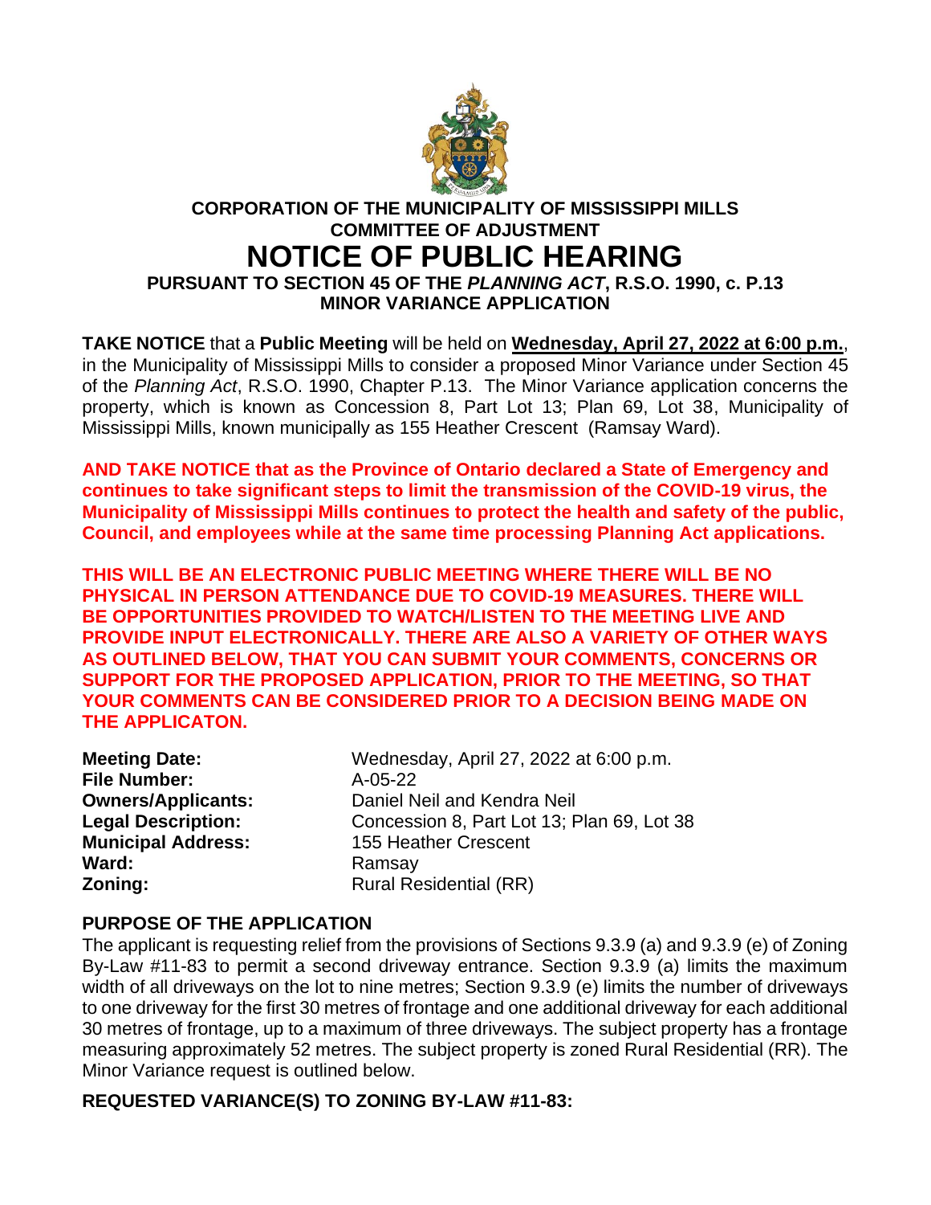**CORPORATION OF THE MUNICIPALITY OF MISSISSIPPI MILLS**
**COMMITTEE OF ADJUSTMENT**

# NOTICE OF PUBLIC HEARING

**PURSUANT TO SECTION 45 OF THE *PLANNING ACT*, R.S.O. 1990, c. P.13**
**MINOR VARIANCE APPLICATION**

**TAKE NOTICE** that a **Public Meeting** will be held on **Wednesday, April 27, 2022 at 6:00 p.m.**, in the Municipality of Mississippi Mills to consider a proposed Minor Variance under Section 45 of the *Planning Act*, R.S.O. 1990, Chapter P.13. The Minor Variance application concerns the property, which is known as Concession 8, Part Lot 13; Plan 69, Lot 38, Municipality of Mississippi Mills, known municipally as 155 Heather Crescent (Ramsay Ward).

**AND TAKE NOTICE that as the Province of Ontario declared a State of Emergency and continues to take significant steps to limit the transmission of the COVID-19 virus, the Municipality of Mississippi Mills continues to protect the health and safety of the public, Council, and employees while at the same time processing Planning Act applications.**

**THIS WILL BE AN ELECTRONIC PUBLIC MEETING WHERE THERE WILL BE NO PHYSICAL IN PERSON ATTENDANCE DUE TO COVID-19 MEASURES. THERE WILL BE OPPORTUNITIES PROVIDED TO WATCH/LISTEN TO THE MEETING LIVE AND PROVIDE INPUT ELECTRONICALLY. THERE ARE ALSO A VARIETY OF OTHER WAYS AS OUTLINED BELOW, THAT YOU CAN SUBMIT YOUR COMMENTS, CONCERNS OR SUPPORT FOR THE PROPOSED APPLICATION, PRIOR TO THE MEETING, SO THAT YOUR COMMENTS CAN BE CONSIDERED PRIOR TO A DECISION BEING MADE ON THE APPLICATON.**

| | |
|---|---|
| **Meeting Date:** | Wednesday, April 27, 2022 at 6:00 p.m. |
| **File Number:** | A-05-22 |
| **Owners/Applicants:** | Daniel Neil and Kendra Neil |
| **Legal Description:** | Concession 8, Part Lot 13; Plan 69, Lot 38 |
| **Municipal Address:** | 155 Heather Crescent |
| **Ward:** | Ramsay |
| **Zoning:** | Rural Residential (RR) |

**PURPOSE OF THE APPLICATION**

The applicant is requesting relief from the provisions of Sections 9.3.9 (a) and 9.3.9 (e) of Zoning By-Law #11-83 to permit a second driveway entrance. Section 9.3.9 (a) limits the maximum width of all driveways on the lot to nine metres; Section 9.3.9 (e) limits the number of driveways to one driveway for the first 30 metres of frontage and one additional driveway for each additional 30 metres of frontage, up to a maximum of three driveways. The subject property has a frontage measuring approximately 52 metres. The subject property is zoned Rural Residential (RR). The Minor Variance request is outlined below.

**REQUESTED VARIANCE(S) TO ZONING BY-LAW #11-83:**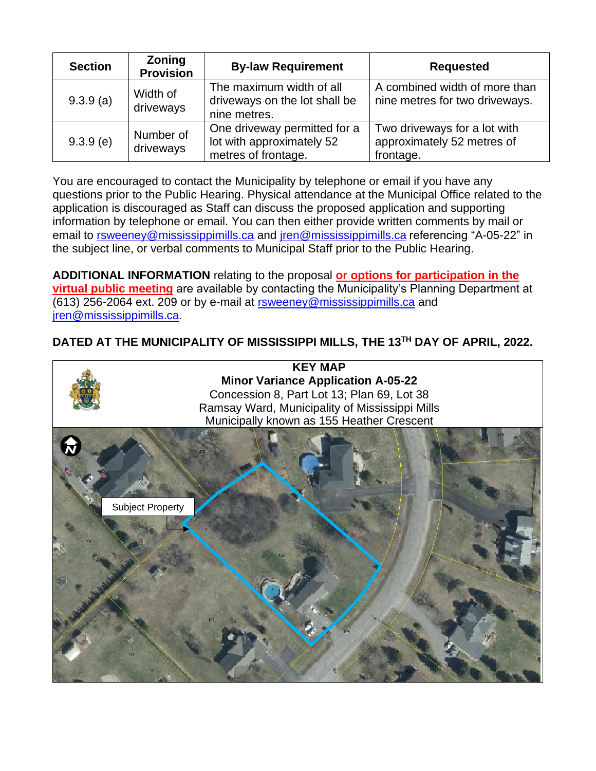| Section | Zoning Provision | By-law Requirement | Requested |
|---|---|---|---|
| 9.3.9 (a) | Width of driveways | The maximum width of all driveways on the lot shall be nine metres. | A combined width of more than nine metres for two driveways. |
| 9.3.9 (e) | Number of driveways | One driveway permitted for a lot with approximately 52 metres of frontage. | Two driveways for a lot with approximately 52 metres of frontage. |

You are encouraged to contact the Municipality by telephone or email if you have any questions prior to the Public Hearing. Physical attendance at the Municipal Office related to the application is discouraged as Staff can discuss the proposed application and supporting information by telephone or email. You can then either provide written comments by mail or email to rsweeney@mississippimills.ca and jren@mississippimills.ca referencing "A-05-22" in the subject line, or verbal comments to Municipal Staff prior to the Public Hearing.

**ADDITIONAL INFORMATION** relating to the proposal **or options for participation in the virtual public meeting** are available by contacting the Municipality's Planning Department at (613) 256-2064 ext. 209 or by e-mail at rsweeney@mississippimills.ca and jren@mississippimills.ca.

**DATED AT THE MUNICIPALITY OF MISSISSIPPI MILLS, THE 13TH DAY OF APRIL, 2022.**

**KEY MAP**
**Minor Variance Application A-05-22**
Concession 8, Part Lot 13; Plan 69, Lot 38
Ramsay Ward, Municipality of Mississippi Mills
Municipally known as 155 Heather Crescent

Subject Property